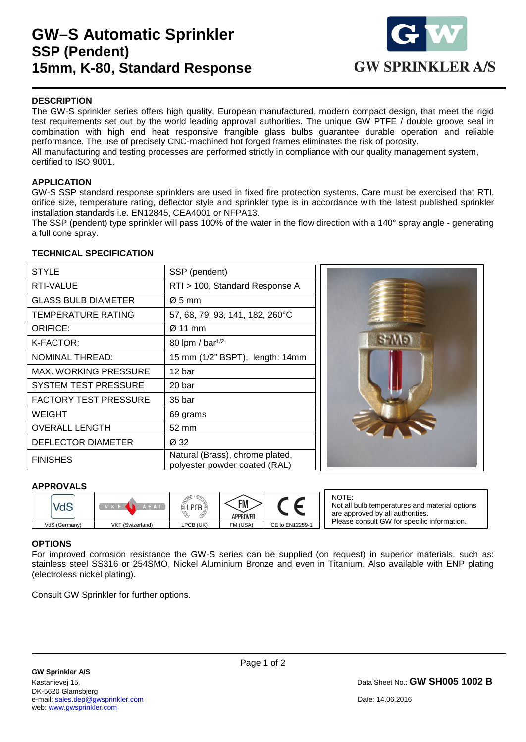# GW–S Automatic Sprinkler
## SSP (Pendent)
## 15mm, K-80, Standard Response

GW SPRINKLER A/S

### DESCRIPTION

The GW-S sprinkler series offers high quality, European manufactured, modern compact design, that meet the rigid test requirements set out by the world leading approval authorities. The unique GW PTFE / double groove seal in combination with high end heat responsive frangible glass bulbs guarantee durable operation and reliable performance. The use of precisely CNC-machined hot forged frames eliminates the risk of porosity.
All manufacturing and testing processes are performed strictly in compliance with our quality management system, certified to ISO 9001.

### APPLICATION

GW-S SSP standard response sprinklers are used in fixed fire protection systems. Care must be exercised that RTI, orifice size, temperature rating, deflector style and sprinkler type is in accordance with the latest published sprinkler installation standards i.e. EN12845, CEA4001 or NFPA13.
The SSP (pendent) type sprinkler will pass 100% of the water in the flow direction with a 140° spray angle - generating a full cone spray.

### TECHNICAL SPECIFICATION

| STYLE | SSP (pendent) |
|---|---|
| RTI-VALUE | RTI > 100, Standard Response A |
| GLASS BULB DIAMETER | Ø 5 mm |
| TEMPERATURE RATING | 57, 68, 79, 93, 141, 182, 260°C |
| ORIFICE: | Ø 11 mm |
| K-FACTOR: | 80 lpm / bar$^{1/2}$ |
| NOMINAL THREAD: | 15 mm (1/2" BSPT), length: 14mm |
| MAX. WORKING PRESSURE | 12 bar |
| SYSTEM TEST PRESSURE | 20 bar |
| FACTORY TEST PRESSURE | 35 bar |
| WEIGHT | 69 grams |
| OVERALL LENGTH | 52 mm |
| DEFLECTOR DIAMETER | Ø 32 |
| FINISHES | Natural (Brass), chrome plated, polyester powder coated (RAL) |

### APPROVALS

| VdS | VKF AEAI | LPCB | FM APPROVED | CE |
|---|---|---|---|---|
| VdS (Germany) | VKF (Swizerland) | LPCB (UK) | FM (USA) | CE to EN12259-1 |

NOTE:
Not all bulb temperatures and material options are approved by all authorities.
Please consult GW for specific information.

### OPTIONS

For improved corrosion resistance the GW-S series can be supplied (on request) in superior materials, such as: stainless steel SS316 or 254SMO, Nickel Aluminium Bronze and even in Titanium. Also available with ENP plating (electroless nickel plating).

Consult GW Sprinkler for further options.

**GW Sprinkler A/S**
Kastanievej 15,
DK-5620 Glamsbjerg
e-mail: sales.dep@gwsprinkler.com
web: www.gwsprinkler.com

Data Sheet No.: **GW SH005 1002 B**

Date: 14.06.2016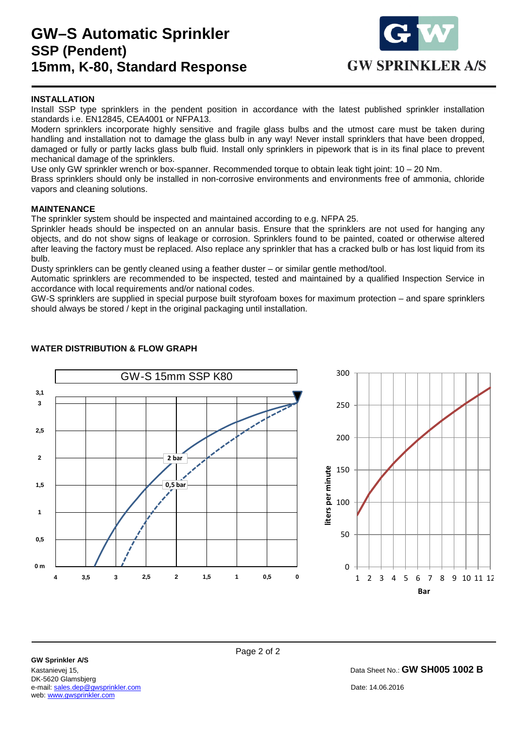# GW–S Automatic Sprinkler
## SSP (Pendent)
## 15mm, K-80, Standard Response

GW SPRINKLER A/S

### INSTALLATION

Install SSP type sprinklers in the pendent position in accordance with the latest published sprinkler installation standards i.e. EN12845, CEA4001 or NFPA13.

Modern sprinklers incorporate highly sensitive and fragile glass bulbs and the utmost care must be taken during handling and installation not to damage the glass bulb in any way! Never install sprinklers that have been dropped, damaged or fully or partly lacks glass bulb fluid. Install only sprinklers in pipework that is in its final place to prevent mechanical damage of the sprinklers.

Use only GW sprinkler wrench or box-spanner. Recommended torque to obtain leak tight joint: 10 – 20 Nm.

Brass sprinklers should only be installed in non-corrosive environments and environments free of ammonia, chloride vapors and cleaning solutions.

### MAINTENANCE

The sprinkler system should be inspected and maintained according to e.g. NFPA 25.

Sprinkler heads should be inspected on an annular basis. Ensure that the sprinklers are not used for hanging any objects, and do not show signs of leakage or corrosion. Sprinklers found to be painted, coated or otherwise altered after leaving the factory must be replaced. Also replace any sprinkler that has a cracked bulb or has lost liquid from its bulb.

Dusty sprinklers can be gently cleaned using a feather duster – or similar gentle method/tool.

Automatic sprinklers are recommended to be inspected, tested and maintained by a qualified Inspection Service in accordance with local requirements and/or national codes.

GW-S sprinklers are supplied in special purpose built styrofoam boxes for maximum protection – and spare sprinklers should always be stored / kept in the original packaging until installation.

### WATER DISTRIBUTION & FLOW GRAPH

GW-S 15mm SSP K80

3,1
3
2,5
2
1,5
1
0,5
0 m

4 3,5 3 2,5 2 1,5 1 0,5 0

2 bar
0,5 bar

liters per minute
0 50 100 150 200 250 300

Bar
1 2 3 4 5 6 7 8 9 10 11 12

**GW Sprinkler A/S**
Kastanievej 15,
DK-5620 Glamsbjerg
e-mail: sales.dep@gwsprinkler.com
web: www.gwsprinkler.com

Data Sheet No.: **GW SH005 1002 B**

Date: 14.06.2016